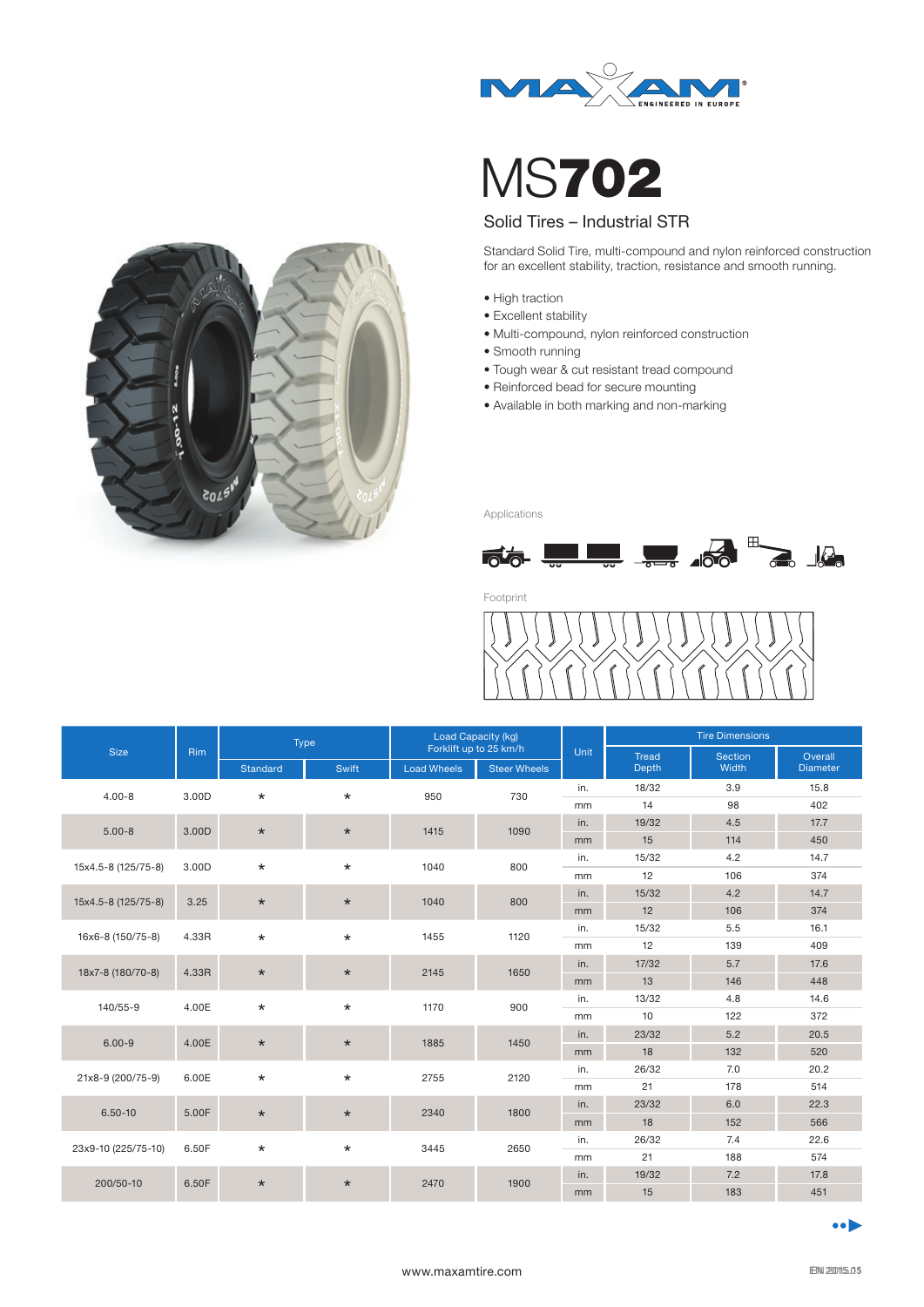# MS702

## Solid Tires – Industrial STR

Standard Solid Tire, multi-compound and nylon reinforced construction for an excellent stability, traction, resistance and smooth running.

- High traction
- Excellent stability
- Multi-compound, nylon reinforced construction
- Smooth running
- Tough wear & cut resistant tread compound
- Reinforced bead for secure mounting
- Available in both marking and non-marking

Applications

Footprint

| Size | Rim | Type | | Load Capacity (kg) Forklift up to 25 km/h | | Unit | Tire Dimensions | | |
|---|---|---|---|---|---|---|---|---|---|
| | | Standard | Swift | Load Wheels | Steer Wheels | | Tread Depth | Section Width | Overall Diameter |
| 4.00-8 | 3.00D | * | * | 950 | 730 | in. | 18/32 | 3.9 | 15.8 |
| | | | | | | mm | 14 | 98 | 402 |
| 5.00-8 | 3.00D | * | * | 1415 | 1090 | in. | 19/32 | 4.5 | 17.7 |
| | | | | | | mm | 15 | 114 | 450 |
| 15x4.5-8 (125/75-8) | 3.00D | * | * | 1040 | 800 | in. | 15/32 | 4.2 | 14.7 |
| | | | | | | mm | 12 | 106 | 374 |
| 15x4.5-8 (125/75-8) | 3.25 | * | * | 1040 | 800 | in. | 15/32 | 4.2 | 14.7 |
| | | | | | | mm | 12 | 106 | 374 |
| 16x6-8 (150/75-8) | 4.33R | * | * | 1455 | 1120 | in. | 15/32 | 5.5 | 16.1 |
| | | | | | | mm | 12 | 139 | 409 |
| 18x7-8 (180/70-8) | 4.33R | * | * | 2145 | 1650 | in. | 17/32 | 5.7 | 17.6 |
| | | | | | | mm | 13 | 146 | 448 |
| 140/55-9 | 4.00E | * | * | 1170 | 900 | in. | 13/32 | 4.8 | 14.6 |
| | | | | | | mm | 10 | 122 | 372 |
| 6.00-9 | 4.00E | * | * | 1885 | 1450 | in. | 23/32 | 5.2 | 20.5 |
| | | | | | | mm | 18 | 132 | 520 |
| 21x8-9 (200/75-9) | 6.00E | * | * | 2755 | 2120 | in. | 26/32 | 7.0 | 20.2 |
| | | | | | | mm | 21 | 178 | 514 |
| 6.50-10 | 5.00F | * | * | 2340 | 1800 | in. | 23/32 | 6.0 | 22.3 |
| | | | | | | mm | 18 | 152 | 566 |
| 23x9-10 (225/75-10) | 6.50F | * | * | 3445 | 2650 | in. | 26/32 | 7.4 | 22.6 |
| | | | | | | mm | 21 | 188 | 574 |
| 200/50-10 | 6.50F | * | * | 2470 | 1900 | in. | 19/32 | 7.2 | 17.8 |
| | | | | | | mm | 15 | 183 | 451 |

www.maxamtire.com

EN 2015.05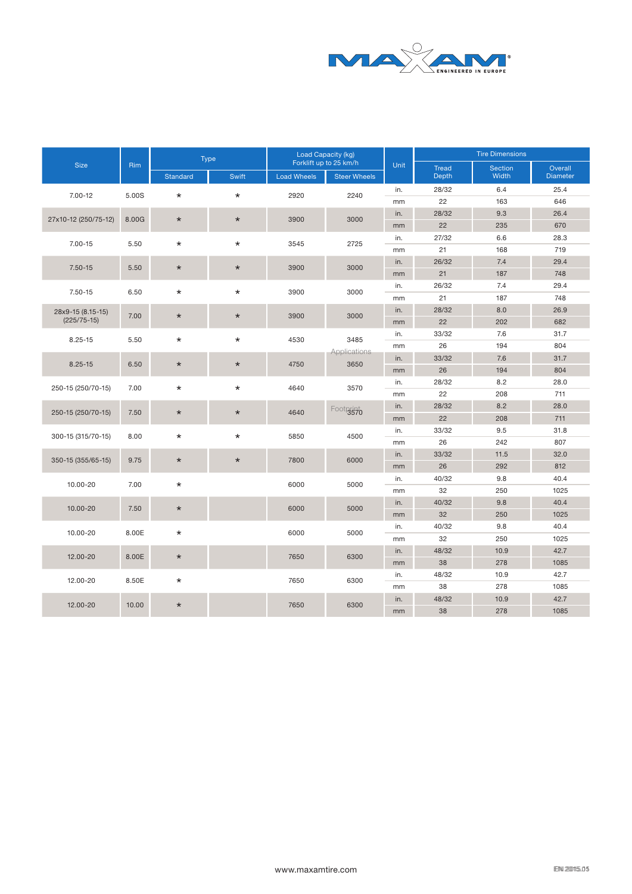MAXAM ENGINEERED IN EUROPE

| Size | Rim | Type | | Load Capacity (kg) Forklift up to 25 km/h | | Unit | Tire Dimensions | | |
|---|---|---|---|---|---|---|---|---|---|
| | | Standard | Swift | Load Wheels | Steer Wheels | | Tread Depth | Section Width | Overall Diameter |
| 7.00-12 | 5.00S | * | * | 2920 | 2240 | in. | 28/32 | 6.4 | 25.4 |
| | | | | | | mm | 22 | 163 | 646 |
| 27x10-12 (250/75-12) | 8.00G | * | * | 3900 | 3000 | in. | 28/32 | 9.3 | 26.4 |
| | | | | | | mm | 22 | 235 | 670 |
| 7.00-15 | 5.50 | * | * | 3545 | 2725 | in. | 27/32 | 6.6 | 28.3 |
| | | | | | | mm | 21 | 168 | 719 |
| 7.50-15 | 5.50 | * | * | 3900 | 3000 | in. | 26/32 | 7.4 | 29.4 |
| | | | | | | mm | 21 | 187 | 748 |
| 7.50-15 | 6.50 | * | * | 3900 | 3000 | in. | 26/32 | 7.4 | 29.4 |
| | | | | | | mm | 21 | 187 | 748 |
| 28x9-15 (8.15-15) (225/75-15) | 7.00 | * | * | 3900 | 3000 | in. | 28/32 | 8.0 | 26.9 |
| | | | | | | mm | 22 | 202 | 682 |
| 8.25-15 | 5.50 | * | * | 4530 | 3485 | in. | 33/32 | 7.6 | 31.7 |
| | | | | | | mm | 26 | 194 | 804 |
| 8.25-15 | 6.50 | * | * | 4750 | 3650 | in. | 33/32 | 7.6 | 31.7 |
| | | | | | | mm | 26 | 194 | 804 |
| 250-15 (250/70-15) | 7.00 | * | * | 4640 | 3570 | in. | 28/32 | 8.2 | 28.0 |
| | | | | | | mm | 22 | 208 | 711 |
| 250-15 (250/70-15) | 7.50 | * | * | 4640 | 3570 | in. | 28/32 | 8.2 | 28.0 |
| | | | | | | mm | 22 | 208 | 711 |
| 300-15 (315/70-15) | 8.00 | * | * | 5850 | 4500 | in. | 33/32 | 9.5 | 31.8 |
| | | | | | | mm | 26 | 242 | 807 |
| 350-15 (355/65-15) | 9.75 | * | * | 7800 | 6000 | in. | 33/32 | 11.5 | 32.0 |
| | | | | | | mm | 26 | 292 | 812 |
| 10.00-20 | 7.00 | * | | 6000 | 5000 | in. | 40/32 | 9.8 | 40.4 |
| | | | | | | mm | 32 | 250 | 1025 |
| 10.00-20 | 7.50 | * | | 6000 | 5000 | in. | 40/32 | 9.8 | 40.4 |
| | | | | | | mm | 32 | 250 | 1025 |
| 10.00-20 | 8.00E | * | | 6000 | 5000 | in. | 40/32 | 9.8 | 40.4 |
| | | | | | | mm | 32 | 250 | 1025 |
| 12.00-20 | 8.00E | * | | 7650 | 6300 | in. | 48/32 | 10.9 | 42.7 |
| | | | | | | mm | 38 | 278 | 1085 |
| 12.00-20 | 8.50E | * | | 7650 | 6300 | in. | 48/32 | 10.9 | 42.7 |
| | | | | | | mm | 38 | 278 | 1085 |
| 12.00-20 | 10.00 | * | | 7650 | 6300 | in. | 48/32 | 10.9 | 42.7 |
| | | | | | | mm | 38 | 278 | 1085 |

www.maxamtire.com

EN 2015.05